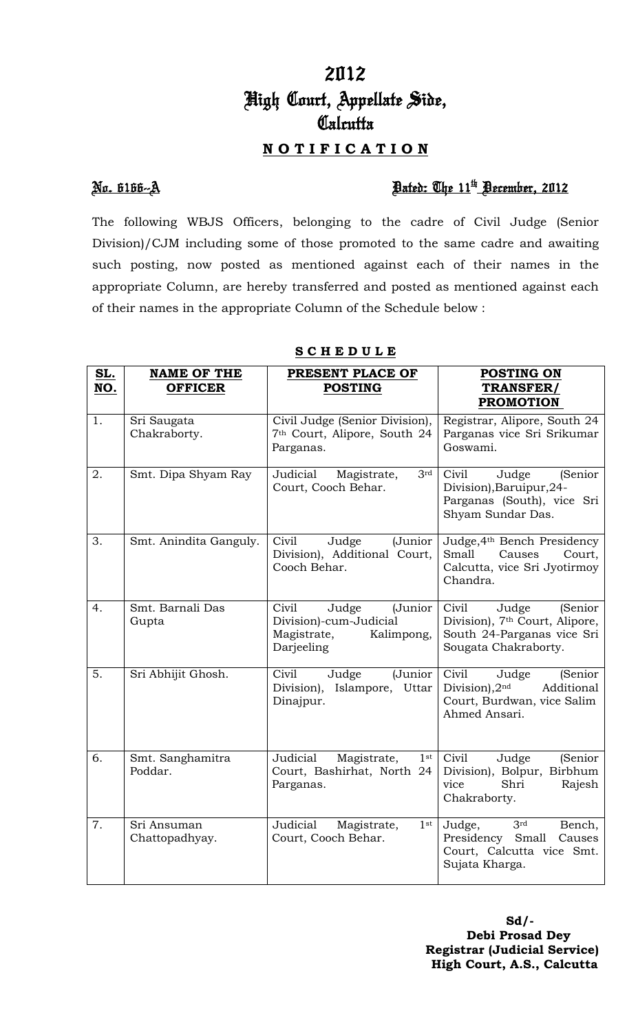# 2012
# High Court, Appellate Side,
# Calcutta

## **NOTIFICATION**

**No. 6166-A** **Dated: The 11th December, 2012**

The following WBJS Officers, belonging to the cadre of Civil Judge (Senior Division)/CJM including some of those promoted to the same cadre and awaiting such posting, now posted as mentioned against each of their names in the appropriate Column, are hereby transferred and posted as mentioned against each of their names in the appropriate Column of the Schedule below :

**SCHEDULE**

| SL. NO. | NAME OF THE OFFICER | PRESENT PLACE OF POSTING | POSTING ON TRANSFER/ PROMOTION |
|---|---|---|---|
| 1. | Sri Saugata Chakraborty. | Civil Judge (Senior Division), 7th Court, Alipore, South 24 Parganas. | Registrar, Alipore, South 24 Parganas vice Sri Srikumar Goswami. |
| 2. | Smt. Dipa Shyam Ray | Judicial Magistrate, 3rd Court, Cooch Behar. | Civil Judge (Senior Division),Baruipur,24-Parganas (South), vice Sri Shyam Sundar Das. |
| 3. | Smt. Anindita Ganguly. | Civil Judge (Junior Division), Additional Court, Cooch Behar. | Judge,4th Bench Presidency Small Causes Court, Calcutta, vice Sri Jyotirmoy Chandra. |
| 4. | Smt. Barnali Das Gupta | Civil Judge (Junior Division)-cum-Judicial Magistrate, Kalimpong, Darjeeling | Civil Judge (Senior Division), 7th Court, Alipore, South 24-Parganas vice Sri Sougata Chakraborty. |
| 5. | Sri Abhijit Ghosh. | Civil Judge (Junior Division), Islampore, Uttar Dinajpur. | Civil Judge (Senior Division),2nd Additional Court, Burdwan, vice Salim Ahmed Ansari. |
| 6. | Smt. Sanghamitra Poddar. | Judicial Magistrate, 1st Court, Bashirhat, North 24 Parganas. | Civil Judge (Senior Division), Bolpur, Birbhum vice Shri Rajesh Chakraborty. |
| 7. | Sri Ansuman Chattopadhyay. | Judicial Magistrate, 1st Court, Cooch Behar. | Judge, 3rd Bench, Presidency Small Causes Court, Calcutta vice Smt. Sujata Kharga. |

**Sd/-**
**Debi Prosad Dey**
**Registrar (Judicial Service)**
**High Court, A.S., Calcutta**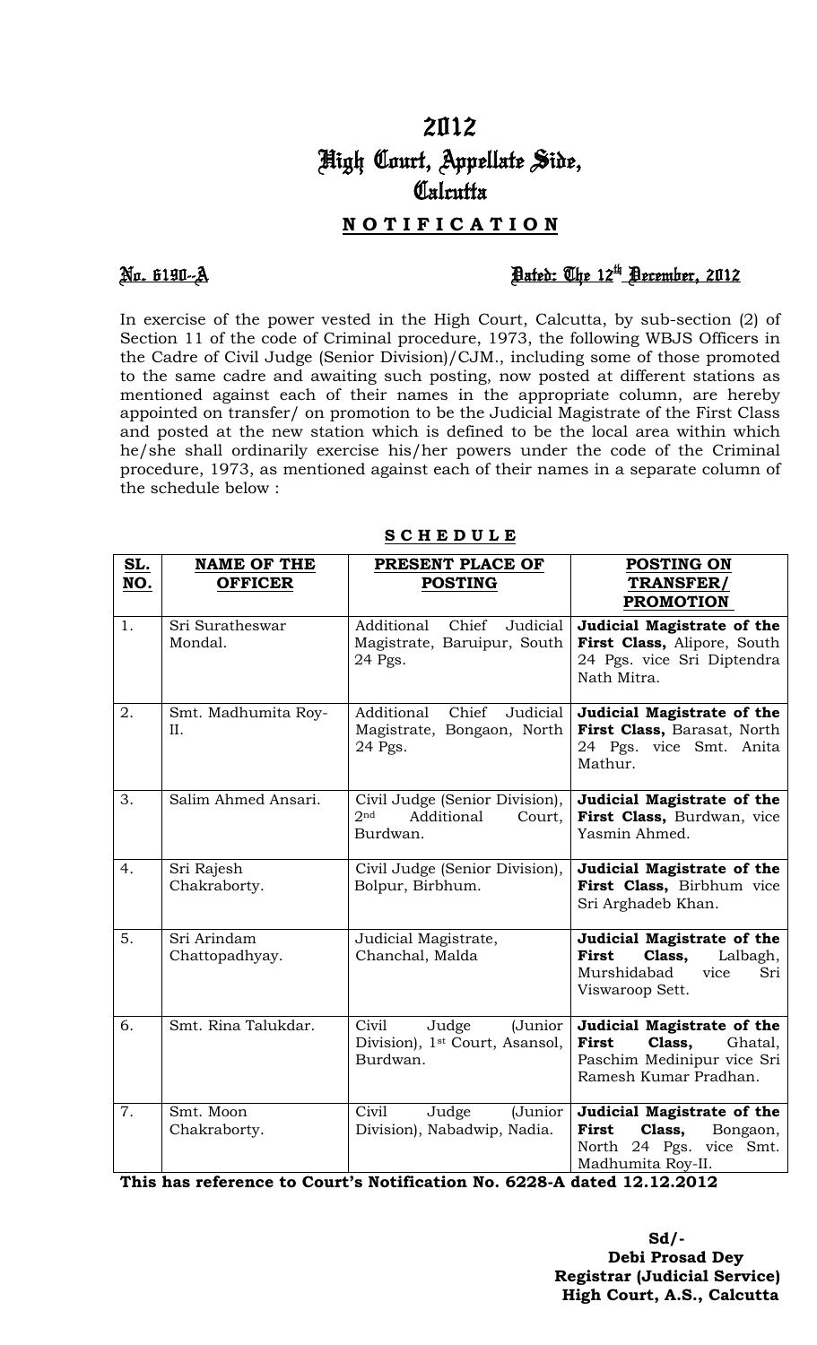# 2012
# High Court, Appellate Side, Calcutta

## **N O T I F I C A T I O N**

**No. 6190--A** **Dated: The 12th December, 2012**

In exercise of the power vested in the High Court, Calcutta, by sub-section (2) of Section 11 of the code of Criminal procedure, 1973, the following WBJS Officers in the Cadre of Civil Judge (Senior Division)/CJM., including some of those promoted to the same cadre and awaiting such posting, now posted at different stations as mentioned against each of their names in the appropriate column, are hereby appointed on transfer/ on promotion to be the Judicial Magistrate of the First Class and posted at the new station which is defined to be the local area within which he/she shall ordinarily exercise his/her powers under the code of the Criminal procedure, 1973, as mentioned against each of their names in a separate column of the schedule below :

**S C H E D U L E**

| SL. NO. | NAME OF THE OFFICER | PRESENT PLACE OF POSTING | POSTING ON TRANSFER/ PROMOTION |
|---|---|---|---|
| 1. | Sri Suratheswar Mondal. | Additional Chief Judicial Magistrate, Baruipur, South 24 Pgs. | **Judicial Magistrate of the First Class,** Alipore, South 24 Pgs. vice Sri Diptendra Nath Mitra. |
| 2. | Smt. Madhumita Roy-II. | Additional Chief Judicial Magistrate, Bongaon, North 24 Pgs. | **Judicial Magistrate of the First Class,** Barasat, North 24 Pgs. vice Smt. Anita Mathur. |
| 3. | Salim Ahmed Ansari. | Civil Judge (Senior Division), 2nd Additional Court, Burdwan. | **Judicial Magistrate of the First Class,** Burdwan, vice Yasmin Ahmed. |
| 4. | Sri Rajesh Chakraborty. | Civil Judge (Senior Division), Bolpur, Birbhum. | **Judicial Magistrate of the First Class,** Birbhum vice Sri Arghadeb Khan. |
| 5. | Sri Arindam Chattopadhyay. | Judicial Magistrate, Chanchal, Malda | **Judicial Magistrate of the First Class,** Lalbagh, Murshidabad vice Sri Viswaroop Sett. |
| 6. | Smt. Rina Talukdar. | Civil Judge (Junior Division), 1st Court, Asansol, Burdwan. | **Judicial Magistrate of the First Class,** Ghatal, Paschim Medinipur vice Sri Ramesh Kumar Pradhan. |
| 7. | Smt. Moon Chakraborty. | Civil Judge (Junior Division), Nabadwip, Nadia. | **Judicial Magistrate of the First Class,** Bongaon, North 24 Pgs. vice Smt. Madhumita Roy-II. |

**This has reference to Court's Notification No. 6228-A dated 12.12.2012**

**Sd/-**
**Debi Prosad Dey**
**Registrar (Judicial Service)**
**High Court, A.S., Calcutta**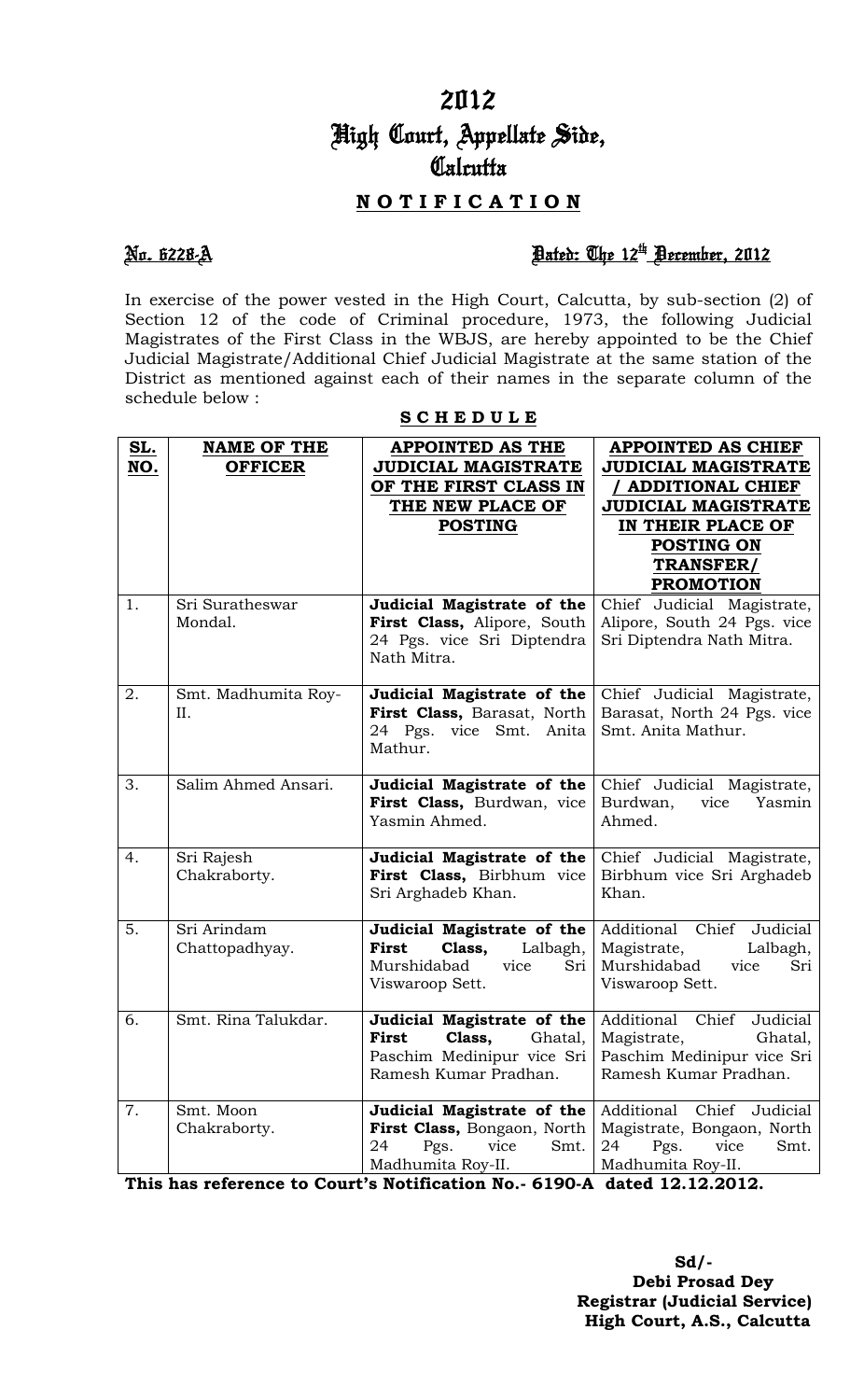# 2012
# High Court, Appellate Side, Calcutta

## **N O T I F I C A T I O N**

**No. 6228-A** **Dated: The 12th December, 2012**

In exercise of the power vested in the High Court, Calcutta, by sub-section (2) of Section 12 of the code of Criminal procedure, 1973, the following Judicial Magistrates of the First Class in the WBJS, are hereby appointed to be the Chief Judicial Magistrate/Additional Chief Judicial Magistrate at the same station of the District as mentioned against each of their names in the separate column of the schedule below :

**S C H E D U L E**

| SL. NO. | NAME OF THE OFFICER | APPOINTED AS THE JUDICIAL MAGISTRATE OF THE FIRST CLASS IN THE NEW PLACE OF POSTING | APPOINTED AS CHIEF JUDICIAL MAGISTRATE / ADDITIONAL CHIEF JUDICIAL MAGISTRATE IN THEIR PLACE OF POSTING ON TRANSFER/ PROMOTION |
|---|---|---|---|
| 1. | Sri Suratheswar Mondal. | **Judicial Magistrate of the First Class,** Alipore, South 24 Pgs. vice Sri Diptendra Nath Mitra. | Chief Judicial Magistrate, Alipore, South 24 Pgs. vice Sri Diptendra Nath Mitra. |
| 2. | Smt. Madhumita Roy-II. | **Judicial Magistrate of the First Class,** Barasat, North 24 Pgs. vice Smt. Anita Mathur. | Chief Judicial Magistrate, Barasat, North 24 Pgs. vice Smt. Anita Mathur. |
| 3. | Salim Ahmed Ansari. | **Judicial Magistrate of the First Class,** Burdwan, vice Yasmin Ahmed. | Chief Judicial Magistrate, Burdwan, vice Yasmin Ahmed. |
| 4. | Sri Rajesh Chakraborty. | **Judicial Magistrate of the First Class,** Birbhum vice Sri Arghadeb Khan. | Chief Judicial Magistrate, Birbhum vice Sri Arghadeb Khan. |
| 5. | Sri Arindam Chattopadhyay. | **Judicial Magistrate of the First Class,** Lalbagh, Murshidabad vice Sri Viswaroop Sett. | Additional Chief Judicial Magistrate, Lalbagh, Murshidabad vice Sri Viswaroop Sett. |
| 6. | Smt. Rina Talukdar. | **Judicial Magistrate of the First Class,** Ghatal, Paschim Medinipur vice Sri Ramesh Kumar Pradhan. | Additional Chief Judicial Magistrate, Ghatal, Paschim Medinipur vice Sri Ramesh Kumar Pradhan. |
| 7. | Smt. Moon Chakraborty. | **Judicial Magistrate of the First Class,** Bongaon, North 24 Pgs. vice Smt. Madhumita Roy-II. | Additional Chief Judicial Magistrate, Bongaon, North 24 Pgs. vice Smt. Madhumita Roy-II. |

**This has reference to Court's Notification No.- 6190-A dated 12.12.2012.**

**Sd/-**
**Debi Prosad Dey**
**Registrar (Judicial Service)**
**High Court, A.S., Calcutta**